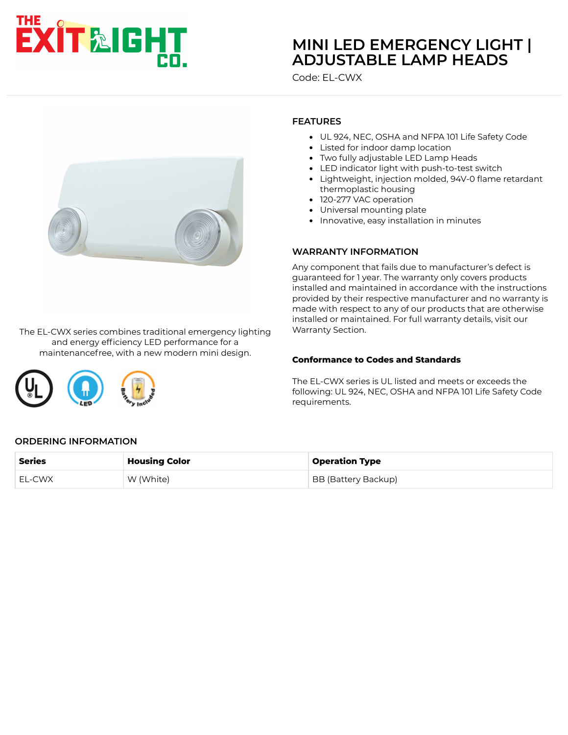# MINI LED EMERGENCY LIGHT | ADJUSTABLE LAMP HEADS

Code: EL-CWX

The EL-CWX series combines traditional emergency lighting and energy efficiency LED performance for a maintenancefree, with a new modern mini design.

## FEATURES

- UL 924, NEC, OSHA and NFPA 101 Life Safety Code
- Listed for indoor damp location
- Two fully adjustable LED Lamp Heads
- LED indicator light with push-to-test switch
- Lightweight, injection molded, 94V-0 flame retardant thermoplastic housing
- 120-277 VAC operation
- Universal mounting plate
- Innovative, easy installation in minutes

## WARRANTY INFORMATION

Any component that fails due to manufacturer's defect is guaranteed for 1 year. The warranty only covers products installed and maintained in accordance with the instructions provided by their respective manufacturer and no warranty is made with respect to any of our products that are otherwise installed or maintained. For full warranty details, visit our Warranty Section.

### Conformance to Codes and Standards

The EL-CWX series is UL listed and meets or exceeds the following: UL 924, NEC, OSHA and NFPA 101 Life Safety Code requirements.

## ORDERING INFORMATION

| Series | Housing Color | Operation Type |
| --- | --- | --- |
| EL-CWX | W (White) | BB (Battery Backup) |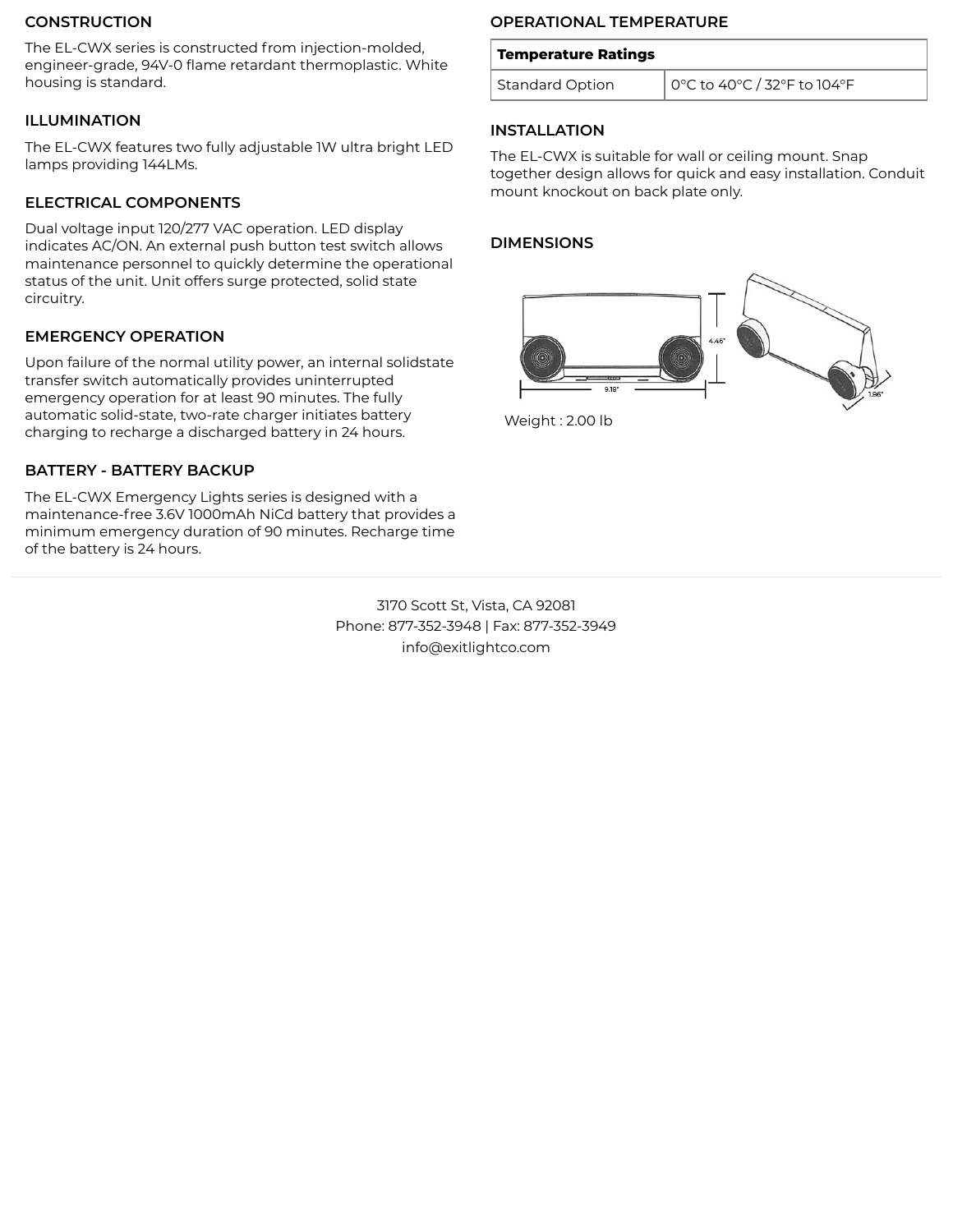## CONSTRUCTION

The EL-CWX series is constructed from injection-molded, engineer-grade, 94V-0 flame retardant thermoplastic. White housing is standard.

## ILLUMINATION

The EL-CWX features two fully adjustable 1W ultra bright LED lamps providing 144LMs.

## ELECTRICAL COMPONENTS

Dual voltage input 120/277 VAC operation. LED display indicates AC/ON. An external push button test switch allows maintenance personnel to quickly determine the operational status of the unit. Unit offers surge protected, solid state circuitry.

## EMERGENCY OPERATION

Upon failure of the normal utility power, an internal solidstate transfer switch automatically provides uninterrupted emergency operation for at least 90 minutes. The fully automatic solid-state, two-rate charger initiates battery charging to recharge a discharged battery in 24 hours.

## BATTERY - BATTERY BACKUP

The EL-CWX Emergency Lights series is designed with a maintenance-free 3.6V 1000mAh NiCd battery that provides a minimum emergency duration of 90 minutes. Recharge time of the battery is 24 hours.

## OPERATIONAL TEMPERATURE

| **Temperature Ratings** | |
|---|---|
| Standard Option | 0°C to 40°C / 32°F to 104°F |

## INSTALLATION

The EL-CWX is suitable for wall or ceiling mount. Snap together design allows for quick and easy installation. Conduit mount knockout on back plate only.

## DIMENSIONS

4.46"

9.18"

1.86"

Weight : 2.00 lb

3170 Scott St, Vista, CA 92081
Phone: 877-352-3948 | Fax: 877-352-3949
info@exitlightco.com